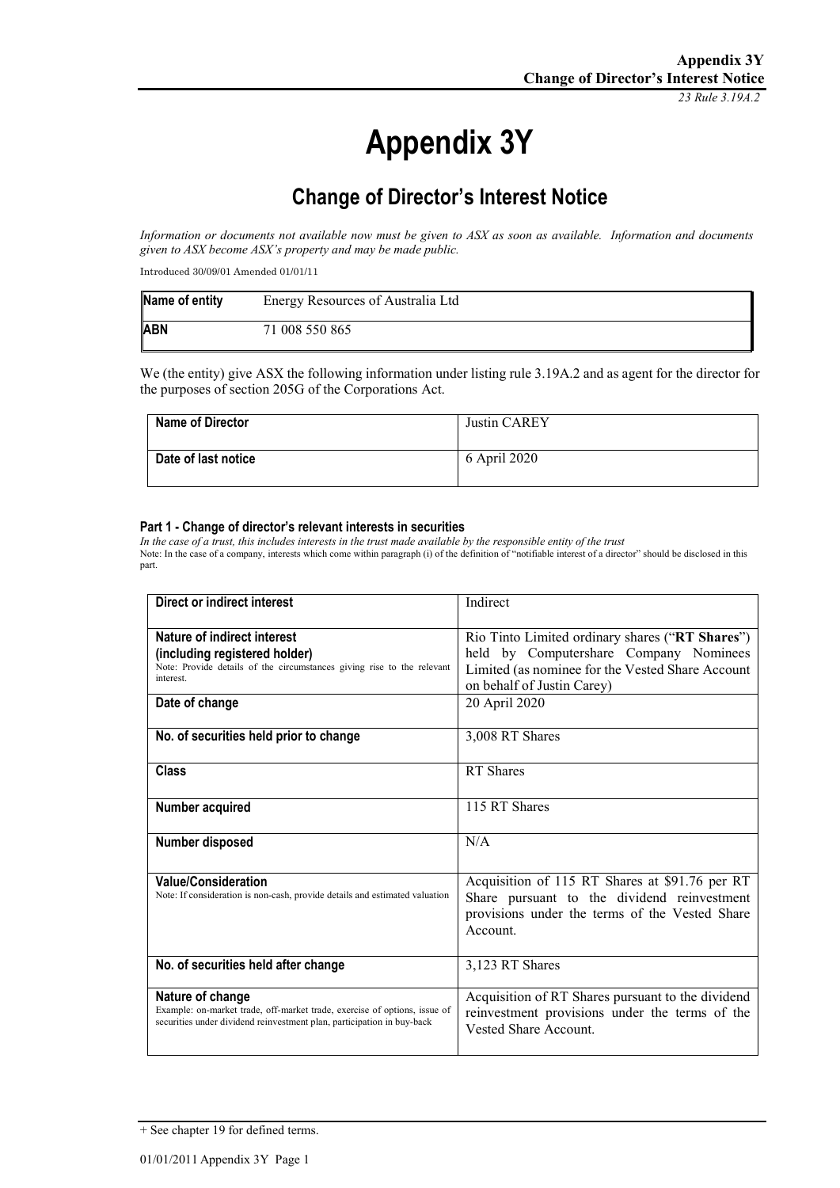Appendix 3Y
Change of Director's Interest Notice
*23 Rule 3.19A.2*

# Appendix 3Y

## Change of Director's Interest Notice

*Information or documents not available now must be given to ASX as soon as available. Information and documents given to ASX become ASX's property and may be made public.*

Introduced 30/09/01 Amended 01/01/11

| **Name of entity** | Energy Resources of Australia Ltd |
|---|---|
| **ABN** | 71 008 550 865 |

We (the entity) give ASX the following information under listing rule 3.19A.2 and as agent for the director for the purposes of section 205G of the Corporations Act.

| **Name of Director** | Justin CAREY |
|---|---|
| **Date of last notice** | 6 April 2020 |

#### Part 1 - Change of director's relevant interests in securities

*In the case of a trust, this includes interests in the trust made available by the responsible entity of the trust*

Note: In the case of a company, interests which come within paragraph (i) of the definition of "notifiable interest of a director" should be disclosed in this part.

| **Direct or indirect interest** | Indirect |
|---|---|
| **Nature of indirect interest (including registered holder)**<br>Note: Provide details of the circumstances giving rise to the relevant interest. | Rio Tinto Limited ordinary shares ("**RT Shares**") held by Computershare Company Nominees Limited (as nominee for the Vested Share Account on behalf of Justin Carey) |
| **Date of change** | 20 April 2020 |
| **No. of securities held prior to change** | 3,008 RT Shares |
| **Class** | RT Shares |
| **Number acquired** | 115 RT Shares |
| **Number disposed** | N/A |
| **Value/Consideration**<br>Note: If consideration is non-cash, provide details and estimated valuation | Acquisition of 115 RT Shares at $91.76 per RT Share pursuant to the dividend reinvestment provisions under the terms of the Vested Share Account. |
| **No. of securities held after change** | 3,123 RT Shares |
| **Nature of change**<br>Example: on-market trade, off-market trade, exercise of options, issue of securities under dividend reinvestment plan, participation in buy-back | Acquisition of RT Shares pursuant to the dividend reinvestment provisions under the terms of the Vested Share Account. |

+ See chapter 19 for defined terms.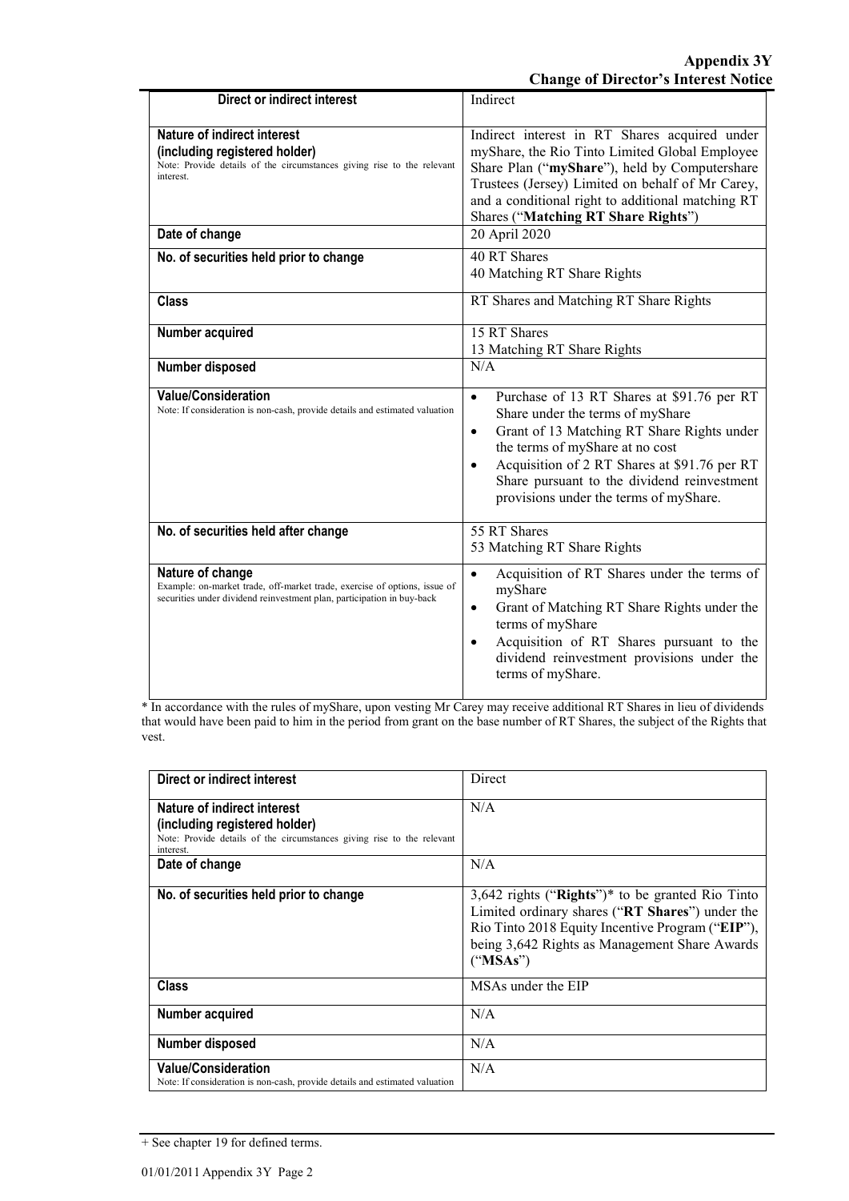| Direct or indirect interest | Indirect |
|---|---|
| **Nature of indirect interest (including registered holder)**<br>Note: Provide details of the circumstances giving rise to the relevant interest. | Indirect interest in RT Shares acquired under myShare, the Rio Tinto Limited Global Employee Share Plan ("**myShare**"), held by Computershare Trustees (Jersey) Limited on behalf of Mr Carey, and a conditional right to additional matching RT Shares ("**Matching RT Share Rights**") |
| **Date of change** | 20 April 2020 |
| **No. of securities held prior to change** | 40 RT Shares<br>40 Matching RT Share Rights |
| **Class** | RT Shares and Matching RT Share Rights |
| **Number acquired** | 15 RT Shares<br>13 Matching RT Share Rights |
| **Number disposed** | N/A |
| **Value/Consideration**<br>Note: If consideration is non-cash, provide details and estimated valuation | • Purchase of 13 RT Shares at $91.76 per RT Share under the terms of myShare<br>• Grant of 13 Matching RT Share Rights under the terms of myShare at no cost<br>• Acquisition of 2 RT Shares at $91.76 per RT Share pursuant to the dividend reinvestment provisions under the terms of myShare. |
| **No. of securities held after change** | 55 RT Shares<br>53 Matching RT Share Rights |
| **Nature of change**<br>Example: on-market trade, off-market trade, exercise of options, issue of securities under dividend reinvestment plan, participation in buy-back | • Acquisition of RT Shares under the terms of myShare<br>• Grant of Matching RT Share Rights under the terms of myShare<br>• Acquisition of RT Shares pursuant to the dividend reinvestment provisions under the terms of myShare. |

* In accordance with the rules of myShare, upon vesting Mr Carey may receive additional RT Shares in lieu of dividends that would have been paid to him in the period from grant on the base number of RT Shares, the subject of the Rights that vest.

| Direct or indirect interest | Direct |
|---|---|
| **Nature of indirect interest (including registered holder)**<br>Note: Provide details of the circumstances giving rise to the relevant interest. | N/A |
| **Date of change** | N/A |
| **No. of securities held prior to change** | 3,642 rights ("**Rights**")* to be granted Rio Tinto Limited ordinary shares ("**RT Shares**") under the Rio Tinto 2018 Equity Incentive Program ("**EIP**"), being 3,642 Rights as Management Share Awards ("**MSAs**") |
| **Class** | MSAs under the EIP |
| **Number acquired** | N/A |
| **Number disposed** | N/A |
| **Value/Consideration**<br>Note: If consideration is non-cash, provide details and estimated valuation | N/A |

+ See chapter 19 for defined terms.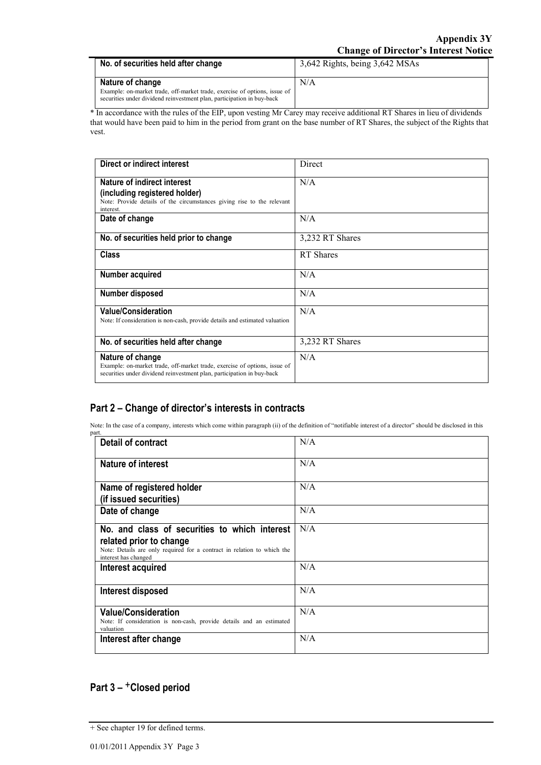| No. of securities held after change | 3,642 Rights, being 3,642 MSAs |
| --- | --- |
| **Nature of change**<br>Example: on-market trade, off-market trade, exercise of options, issue of securities under dividend reinvestment plan, participation in buy-back | N/A |

* In accordance with the rules of the EIP, upon vesting Mr Carey may receive additional RT Shares in lieu of dividends that would have been paid to him in the period from grant on the base number of RT Shares, the subject of the Rights that vest.

| Direct or indirect interest | Direct |
| --- | --- |
| **Nature of indirect interest (including registered holder)**<br>Note: Provide details of the circumstances giving rise to the relevant interest. | N/A |
| **Date of change** | N/A |
| **No. of securities held prior to change** | 3,232 RT Shares |
| **Class** | RT Shares |
| **Number acquired** | N/A |
| **Number disposed** | N/A |
| **Value/Consideration**<br>Note: If consideration is non-cash, provide details and estimated valuation | N/A |
| **No. of securities held after change** | 3,232 RT Shares |
| **Nature of change**<br>Example: on-market trade, off-market trade, exercise of options, issue of securities under dividend reinvestment plan, participation in buy-back | N/A |

## Part 2 – Change of director's interests in contracts

Note: In the case of a company, interests which come within paragraph (ii) of the definition of "notifiable interest of a director" should be disclosed in this part.

| Detail of contract | N/A |
| --- | --- |
| **Nature of interest** | N/A |
| **Name of registered holder (if issued securities)** | N/A |
| **Date of change** | N/A |
| **No. and class of securities to which interest related prior to change**<br>Note: Details are only required for a contract in relation to which the interest has changed | N/A |
| **Interest acquired** | N/A |
| **Interest disposed** | N/A |
| **Value/Consideration**<br>Note: If consideration is non-cash, provide details and an estimated valuation | N/A |
| **Interest after change** | N/A |

## Part 3 – +Closed period

+ See chapter 19 for defined terms.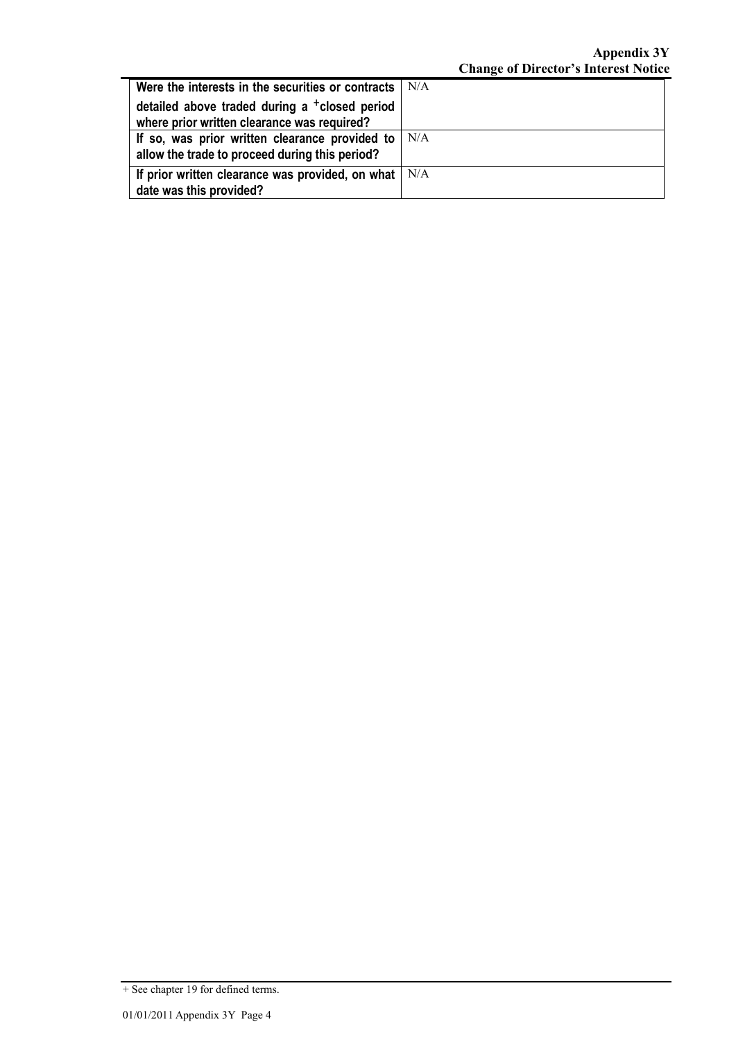| | |
|---|---|
| **Were the interests in the securities or contracts detailed above traded during a +closed period where prior written clearance was required?** | N/A |
| **If so, was prior written clearance provided to allow the trade to proceed during this period?** | N/A |
| **If prior written clearance was provided, on what date was this provided?** | N/A |

+ See chapter 19 for defined terms.